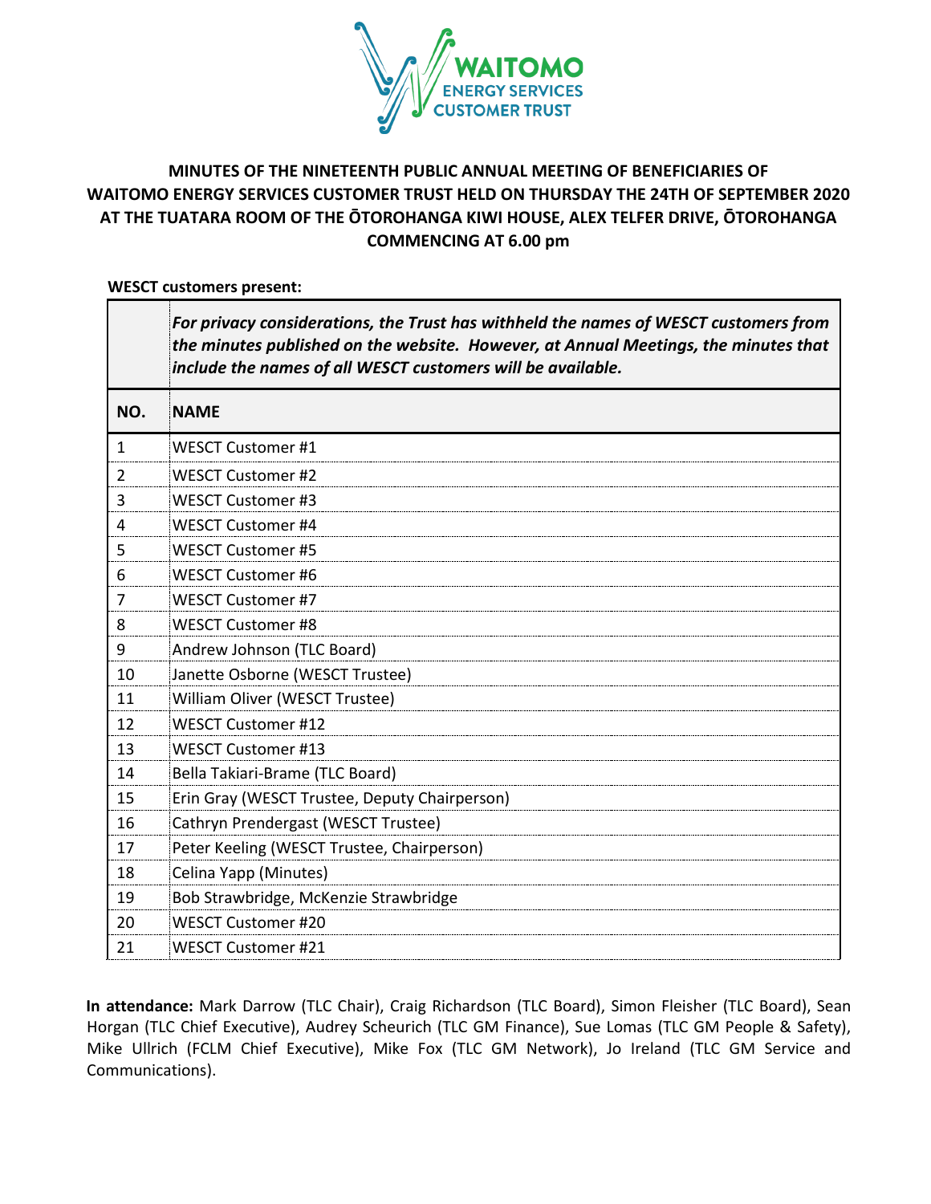# MINUTES OF THE NINETEENTH PUBLIC ANNUAL MEETING OF BENEFICIARIES OF WAITOMO ENERGY SERVICES CUSTOMER TRUST HELD ON THURSDAY THE 24TH OF SEPTEMBER 2020 AT THE TUATARA ROOM OF THE ŌTOROHANGA KIWI HOUSE, ALEX TELFER DRIVE, ŌTOROHANGA COMMENCING AT 6.00 pm

**WESCT customers present:**

| | ***For privacy considerations, the Trust has withheld the names of WESCT customers from the minutes published on the website. However, at Annual Meetings, the minutes that include the names of all WESCT customers will be available.*** |
|---|---|
| **NO.** | **NAME** |
| 1 | WESCT Customer #1 |
| 2 | WESCT Customer #2 |
| 3 | WESCT Customer #3 |
| 4 | WESCT Customer #4 |
| 5 | WESCT Customer #5 |
| 6 | WESCT Customer #6 |
| 7 | WESCT Customer #7 |
| 8 | WESCT Customer #8 |
| 9 | Andrew Johnson (TLC Board) |
| 10 | Janette Osborne (WESCT Trustee) |
| 11 | William Oliver (WESCT Trustee) |
| 12 | WESCT Customer #12 |
| 13 | WESCT Customer #13 |
| 14 | Bella Takiari-Brame (TLC Board) |
| 15 | Erin Gray (WESCT Trustee, Deputy Chairperson) |
| 16 | Cathryn Prendergast (WESCT Trustee) |
| 17 | Peter Keeling (WESCT Trustee, Chairperson) |
| 18 | Celina Yapp (Minutes) |
| 19 | Bob Strawbridge, McKenzie Strawbridge |
| 20 | WESCT Customer #20 |
| 21 | WESCT Customer #21 |

**In attendance:** Mark Darrow (TLC Chair), Craig Richardson (TLC Board), Simon Fleisher (TLC Board), Sean Horgan (TLC Chief Executive), Audrey Scheurich (TLC GM Finance), Sue Lomas (TLC GM People & Safety), Mike Ullrich (FCLM Chief Executive), Mike Fox (TLC GM Network), Jo Ireland (TLC GM Service and Communications).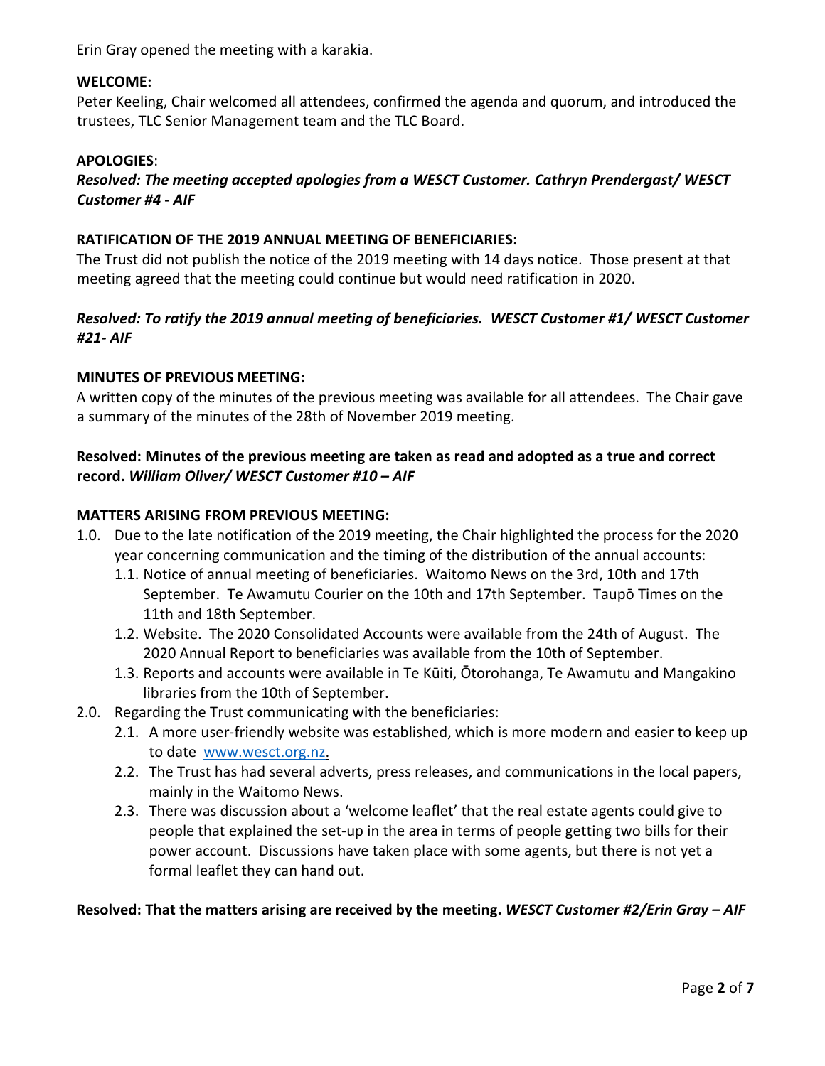Erin Gray opened the meeting with a karakia.

**WELCOME:**
Peter Keeling, Chair welcomed all attendees, confirmed the agenda and quorum, and introduced the trustees, TLC Senior Management team and the TLC Board.

**APOLOGIES**:
***Resolved: The meeting accepted apologies from a WESCT Customer. Cathryn Prendergast/ WESCT Customer #4 - AIF***

**RATIFICATION OF THE 2019 ANNUAL MEETING OF BENEFICIARIES:**
The Trust did not publish the notice of the 2019 meeting with 14 days notice. Those present at that meeting agreed that the meeting could continue but would need ratification in 2020.

***Resolved: To ratify the 2019 annual meeting of beneficiaries. WESCT Customer #1/ WESCT Customer #21- AIF***

**MINUTES OF PREVIOUS MEETING:**
A written copy of the minutes of the previous meeting was available for all attendees. The Chair gave a summary of the minutes of the 28th of November 2019 meeting.

**Resolved: Minutes of the previous meeting are taken as read and adopted as a true and correct record.** ***William Oliver/ WESCT Customer #10 – AIF***

**MATTERS ARISING FROM PREVIOUS MEETING:**

1.0. Due to the late notification of the 2019 meeting, the Chair highlighted the process for the 2020 year concerning communication and the timing of the distribution of the annual accounts:
   1.1. Notice of annual meeting of beneficiaries. Waitomo News on the 3rd, 10th and 17th September. Te Awamutu Courier on the 10th and 17th September. Taupō Times on the 11th and 18th September.
   1.2. Website. The 2020 Consolidated Accounts were available from the 24th of August. The 2020 Annual Report to beneficiaries was available from the 10th of September.
   1.3. Reports and accounts were available in Te Kūiti, Ōtorohanga, Te Awamutu and Mangakino libraries from the 10th of September.

2.0. Regarding the Trust communicating with the beneficiaries:
   2.1. A more user-friendly website was established, which is more modern and easier to keep up to date [www.wesct.org.nz](www.wesct.org.nz).
   2.2. The Trust has had several adverts, press releases, and communications in the local papers, mainly in the Waitomo News.
   2.3. There was discussion about a 'welcome leaflet' that the real estate agents could give to people that explained the set-up in the area in terms of people getting two bills for their power account. Discussions have taken place with some agents, but there is not yet a formal leaflet they can hand out.

**Resolved: That the matters arising are received by the meeting.** ***WESCT Customer #2/Erin Gray – AIF***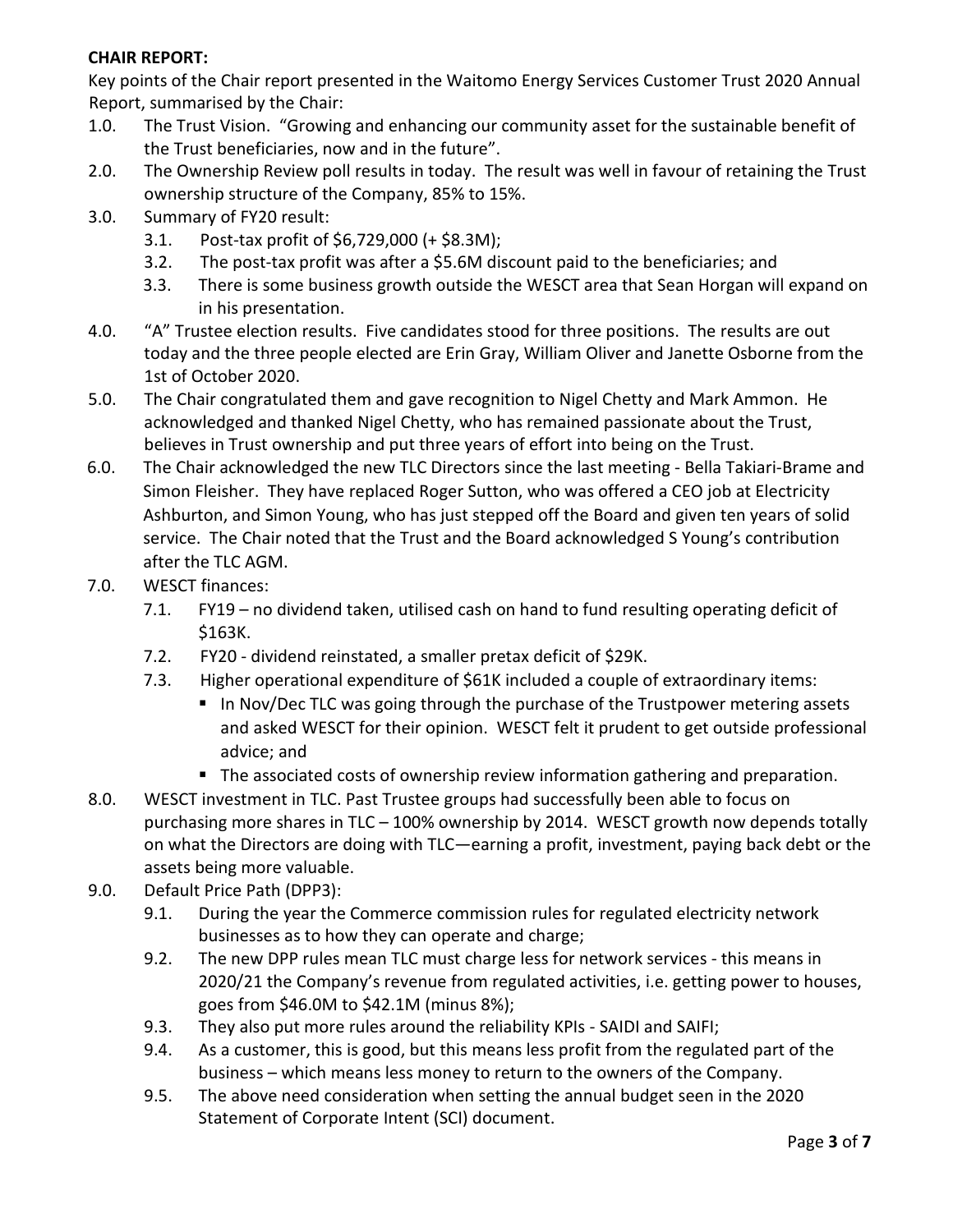**CHAIR REPORT:**

Key points of the Chair report presented in the Waitomo Energy Services Customer Trust 2020 Annual Report, summarised by the Chair:

1.0. The Trust Vision. "Growing and enhancing our community asset for the sustainable benefit of the Trust beneficiaries, now and in the future".

2.0. The Ownership Review poll results in today. The result was well in favour of retaining the Trust ownership structure of the Company, 85% to 15%.

3.0. Summary of FY20 result:
- 3.1. Post-tax profit of $6,729,000 (+ $8.3M);
- 3.2. The post-tax profit was after a $5.6M discount paid to the beneficiaries; and
- 3.3. There is some business growth outside the WESCT area that Sean Horgan will expand on in his presentation.

4.0. "A" Trustee election results. Five candidates stood for three positions. The results are out today and the three people elected are Erin Gray, William Oliver and Janette Osborne from the 1st of October 2020.

5.0. The Chair congratulated them and gave recognition to Nigel Chetty and Mark Ammon. He acknowledged and thanked Nigel Chetty, who has remained passionate about the Trust, believes in Trust ownership and put three years of effort into being on the Trust.

6.0. The Chair acknowledged the new TLC Directors since the last meeting - Bella Takiari-Brame and Simon Fleisher. They have replaced Roger Sutton, who was offered a CEO job at Electricity Ashburton, and Simon Young, who has just stepped off the Board and given ten years of solid service. The Chair noted that the Trust and the Board acknowledged S Young's contribution after the TLC AGM.

7.0. WESCT finances:
- 7.1. FY19 – no dividend taken, utilised cash on hand to fund resulting operating deficit of $163K.
- 7.2. FY20 - dividend reinstated, a smaller pretax deficit of $29K.
- 7.3. Higher operational expenditure of $61K included a couple of extraordinary items:
  - In Nov/Dec TLC was going through the purchase of the Trustpower metering assets and asked WESCT for their opinion. WESCT felt it prudent to get outside professional advice; and
  - The associated costs of ownership review information gathering and preparation.

8.0. WESCT investment in TLC. Past Trustee groups had successfully been able to focus on purchasing more shares in TLC – 100% ownership by 2014. WESCT growth now depends totally on what the Directors are doing with TLC—earning a profit, investment, paying back debt or the assets being more valuable.

9.0. Default Price Path (DPP3):
- 9.1. During the year the Commerce commission rules for regulated electricity network businesses as to how they can operate and charge;
- 9.2. The new DPP rules mean TLC must charge less for network services - this means in 2020/21 the Company's revenue from regulated activities, i.e. getting power to houses, goes from $46.0M to $42.1M (minus 8%);
- 9.3. They also put more rules around the reliability KPIs - SAIDI and SAIFI;
- 9.4. As a customer, this is good, but this means less profit from the regulated part of the business – which means less money to return to the owners of the Company.
- 9.5. The above need consideration when setting the annual budget seen in the 2020 Statement of Corporate Intent (SCI) document.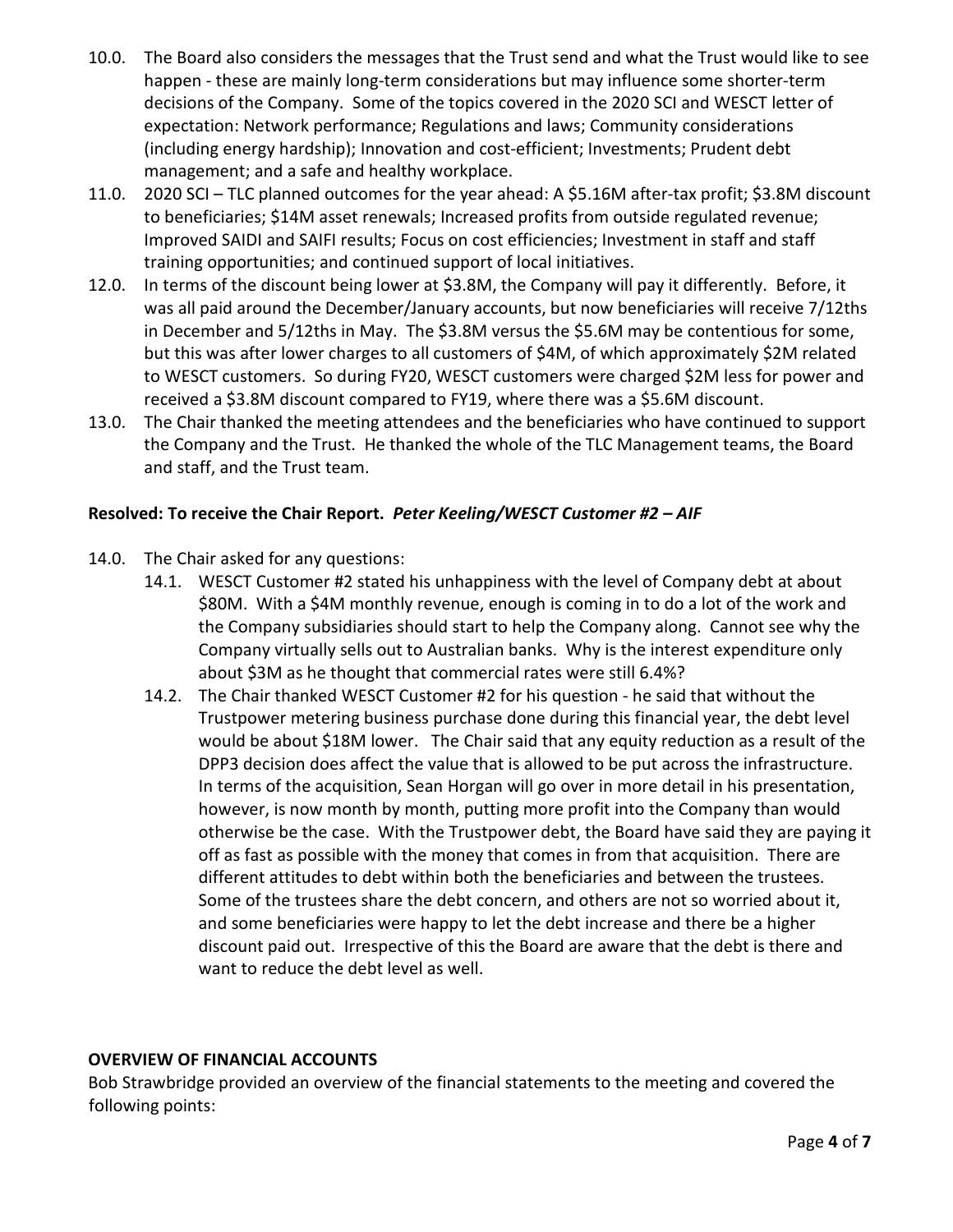10.0. The Board also considers the messages that the Trust send and what the Trust would like to see happen - these are mainly long-term considerations but may influence some shorter-term decisions of the Company. Some of the topics covered in the 2020 SCI and WESCT letter of expectation: Network performance; Regulations and laws; Community considerations (including energy hardship); Innovation and cost-efficient; Investments; Prudent debt management; and a safe and healthy workplace.

11.0. 2020 SCI – TLC planned outcomes for the year ahead: A $5.16M after-tax profit; $3.8M discount to beneficiaries; $14M asset renewals; Increased profits from outside regulated revenue; Improved SAIDI and SAIFI results; Focus on cost efficiencies; Investment in staff and staff training opportunities; and continued support of local initiatives.

12.0. In terms of the discount being lower at $3.8M, the Company will pay it differently. Before, it was all paid around the December/January accounts, but now beneficiaries will receive 7/12ths in December and 5/12ths in May. The $3.8M versus the $5.6M may be contentious for some, but this was after lower charges to all customers of $4M, of which approximately $2M related to WESCT customers. So during FY20, WESCT customers were charged $2M less for power and received a $3.8M discount compared to FY19, where there was a $5.6M discount.

13.0. The Chair thanked the meeting attendees and the beneficiaries who have continued to support the Company and the Trust. He thanked the whole of the TLC Management teams, the Board and staff, and the Trust team.

**Resolved: To receive the Chair Report.** ***Peter Keeling/WESCT Customer #2 – AIF***

14.0. The Chair asked for any questions:

14.1. WESCT Customer #2 stated his unhappiness with the level of Company debt at about $80M. With a $4M monthly revenue, enough is coming in to do a lot of the work and the Company subsidiaries should start to help the Company along. Cannot see why the Company virtually sells out to Australian banks. Why is the interest expenditure only about $3M as he thought that commercial rates were still 6.4%?

14.2. The Chair thanked WESCT Customer #2 for his question - he said that without the Trustpower metering business purchase done during this financial year, the debt level would be about $18M lower. The Chair said that any equity reduction as a result of the DPP3 decision does affect the value that is allowed to be put across the infrastructure. In terms of the acquisition, Sean Horgan will go over in more detail in his presentation, however, is now month by month, putting more profit into the Company than would otherwise be the case. With the Trustpower debt, the Board have said they are paying it off as fast as possible with the money that comes in from that acquisition. There are different attitudes to debt within both the beneficiaries and between the trustees. Some of the trustees share the debt concern, and others are not so worried about it, and some beneficiaries were happy to let the debt increase and there be a higher discount paid out. Irrespective of this the Board are aware that the debt is there and want to reduce the debt level as well.

**OVERVIEW OF FINANCIAL ACCOUNTS**

Bob Strawbridge provided an overview of the financial statements to the meeting and covered the following points: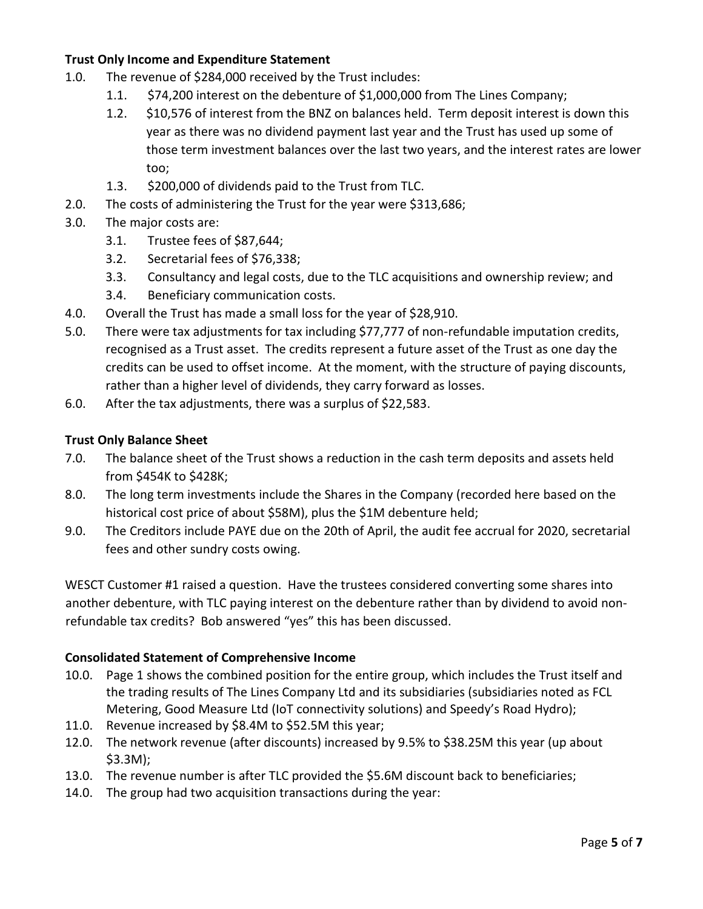**Trust Only Income and Expenditure Statement**

1.0. The revenue of $284,000 received by the Trust includes:
   1.1. $74,200 interest on the debenture of $1,000,000 from The Lines Company;
   1.2. $10,576 of interest from the BNZ on balances held. Term deposit interest is down this year as there was no dividend payment last year and the Trust has used up some of those term investment balances over the last two years, and the interest rates are lower too;
   1.3. $200,000 of dividends paid to the Trust from TLC.

2.0. The costs of administering the Trust for the year were $313,686;

3.0. The major costs are:
   3.1. Trustee fees of $87,644;
   3.2. Secretarial fees of $76,338;
   3.3. Consultancy and legal costs, due to the TLC acquisitions and ownership review; and
   3.4. Beneficiary communication costs.

4.0. Overall the Trust has made a small loss for the year of $28,910.

5.0. There were tax adjustments for tax including $77,777 of non-refundable imputation credits, recognised as a Trust asset. The credits represent a future asset of the Trust as one day the credits can be used to offset income. At the moment, with the structure of paying discounts, rather than a higher level of dividends, they carry forward as losses.

6.0. After the tax adjustments, there was a surplus of $22,583.

**Trust Only Balance Sheet**

7.0. The balance sheet of the Trust shows a reduction in the cash term deposits and assets held from $454K to $428K;

8.0. The long term investments include the Shares in the Company (recorded here based on the historical cost price of about $58M), plus the $1M debenture held;

9.0. The Creditors include PAYE due on the 20th of April, the audit fee accrual for 2020, secretarial fees and other sundry costs owing.

WESCT Customer #1 raised a question. Have the trustees considered converting some shares into another debenture, with TLC paying interest on the debenture rather than by dividend to avoid non-refundable tax credits? Bob answered "yes" this has been discussed.

**Consolidated Statement of Comprehensive Income**

10.0. Page 1 shows the combined position for the entire group, which includes the Trust itself and the trading results of The Lines Company Ltd and its subsidiaries (subsidiaries noted as FCL Metering, Good Measure Ltd (IoT connectivity solutions) and Speedy's Road Hydro);

11.0. Revenue increased by $8.4M to $52.5M this year;

12.0. The network revenue (after discounts) increased by 9.5% to $38.25M this year (up about $3.3M);

13.0. The revenue number is after TLC provided the $5.6M discount back to beneficiaries;

14.0. The group had two acquisition transactions during the year: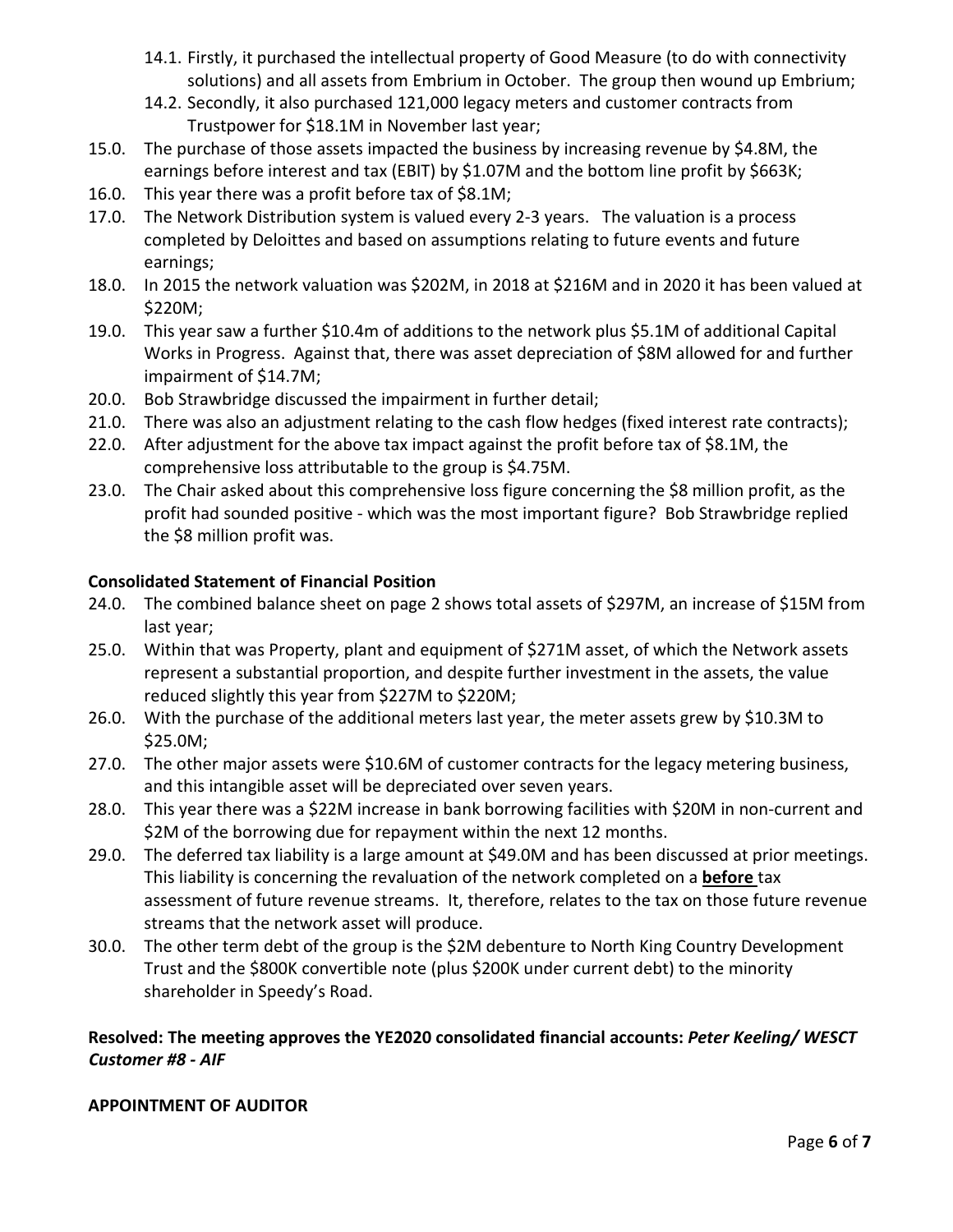14.1. Firstly, it purchased the intellectual property of Good Measure (to do with connectivity solutions) and all assets from Embrium in October. The group then wound up Embrium;

14.2. Secondly, it also purchased 121,000 legacy meters and customer contracts from Trustpower for $18.1M in November last year;

15.0. The purchase of those assets impacted the business by increasing revenue by $4.8M, the earnings before interest and tax (EBIT) by $1.07M and the bottom line profit by $663K;

16.0. This year there was a profit before tax of $8.1M;

17.0. The Network Distribution system is valued every 2-3 years. The valuation is a process completed by Deloittes and based on assumptions relating to future events and future earnings;

18.0. In 2015 the network valuation was $202M, in 2018 at $216M and in 2020 it has been valued at $220M;

19.0. This year saw a further $10.4m of additions to the network plus $5.1M of additional Capital Works in Progress. Against that, there was asset depreciation of $8M allowed for and further impairment of $14.7M;

20.0. Bob Strawbridge discussed the impairment in further detail;

21.0. There was also an adjustment relating to the cash flow hedges (fixed interest rate contracts);

22.0. After adjustment for the above tax impact against the profit before tax of $8.1M, the comprehensive loss attributable to the group is $4.75M.

23.0. The Chair asked about this comprehensive loss figure concerning the $8 million profit, as the profit had sounded positive - which was the most important figure? Bob Strawbridge replied the $8 million profit was.

**Consolidated Statement of Financial Position**

24.0. The combined balance sheet on page 2 shows total assets of $297M, an increase of $15M from last year;

25.0. Within that was Property, plant and equipment of $271M asset, of which the Network assets represent a substantial proportion, and despite further investment in the assets, the value reduced slightly this year from $227M to $220M;

26.0. With the purchase of the additional meters last year, the meter assets grew by $10.3M to $25.0M;

27.0. The other major assets were $10.6M of customer contracts for the legacy metering business, and this intangible asset will be depreciated over seven years.

28.0. This year there was a $22M increase in bank borrowing facilities with $20M in non-current and $2M of the borrowing due for repayment within the next 12 months.

29.0. The deferred tax liability is a large amount at $49.0M and has been discussed at prior meetings. This liability is concerning the revaluation of the network completed on a **<u>before</u>** tax assessment of future revenue streams. It, therefore, relates to the tax on those future revenue streams that the network asset will produce.

30.0. The other term debt of the group is the $2M debenture to North King Country Development Trust and the $800K convertible note (plus $200K under current debt) to the minority shareholder in Speedy's Road.

**Resolved: The meeting approves the YE2020 consolidated financial accounts:** ***Peter Keeling/ WESCT Customer #8 - AIF***

**APPOINTMENT OF AUDITOR**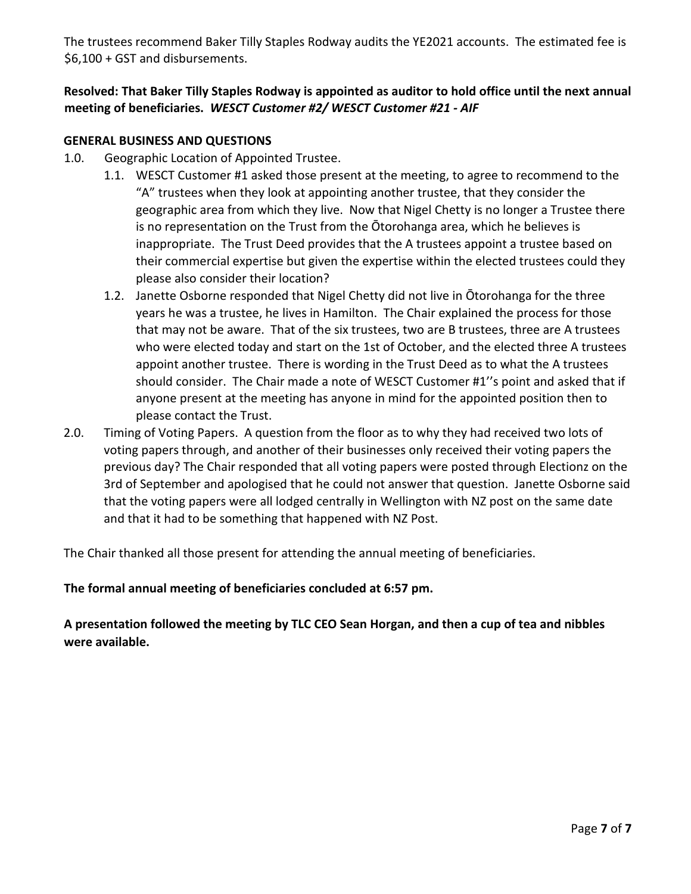The trustees recommend Baker Tilly Staples Rodway audits the YE2021 accounts. The estimated fee is $6,100 + GST and disbursements.

**Resolved: That Baker Tilly Staples Rodway is appointed as auditor to hold office until the next annual meeting of beneficiaries.** ***WESCT Customer #2/ WESCT Customer #21 - AIF***

**GENERAL BUSINESS AND QUESTIONS**

1.0. Geographic Location of Appointed Trustee.

1.1. WESCT Customer #1 asked those present at the meeting, to agree to recommend to the "A" trustees when they look at appointing another trustee, that they consider the geographic area from which they live. Now that Nigel Chetty is no longer a Trustee there is no representation on the Trust from the Ōtorohanga area, which he believes is inappropriate. The Trust Deed provides that the A trustees appoint a trustee based on their commercial expertise but given the expertise within the elected trustees could they please also consider their location?

1.2. Janette Osborne responded that Nigel Chetty did not live in Ōtorohanga for the three years he was a trustee, he lives in Hamilton. The Chair explained the process for those that may not be aware. That of the six trustees, two are B trustees, three are A trustees who were elected today and start on the 1st of October, and the elected three A trustees appoint another trustee. There is wording in the Trust Deed as to what the A trustees should consider. The Chair made a note of WESCT Customer #1''s point and asked that if anyone present at the meeting has anyone in mind for the appointed position then to please contact the Trust.

2.0. Timing of Voting Papers. A question from the floor as to why they had received two lots of voting papers through, and another of their businesses only received their voting papers the previous day? The Chair responded that all voting papers were posted through Electionz on the 3rd of September and apologised that he could not answer that question. Janette Osborne said that the voting papers were all lodged centrally in Wellington with NZ post on the same date and that it had to be something that happened with NZ Post.

The Chair thanked all those present for attending the annual meeting of beneficiaries.

**The formal annual meeting of beneficiaries concluded at 6:57 pm.**

**A presentation followed the meeting by TLC CEO Sean Horgan, and then a cup of tea and nibbles were available.**